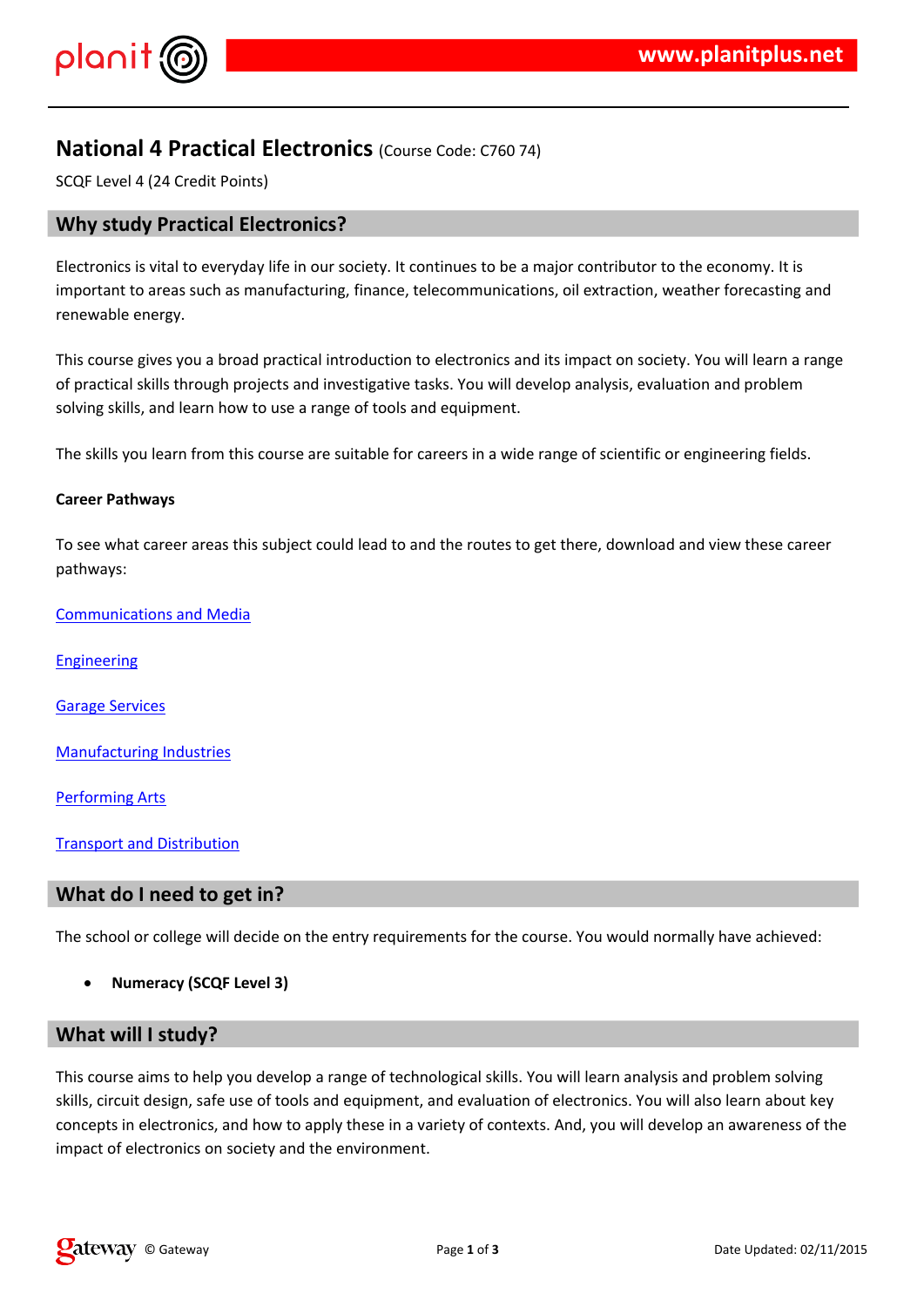# National 4 Practical Electronics (Course Code: C760 74)

SCQF Level 4 (24 Credit Points)

## Why study Practical Electronics?

Electronics is vital to everyday life in our society. It continues to be a major contributor to the economy. It is important to areas such as manufacturing, finance, telecommunications, oil extraction, weather forecasting and renewable energy.

This course gives you a broad practical introduction to electronics and its impact on society. You will learn a range of practical skills through projects and investigative tasks. You will develop analysis, evaluation and problem solving skills, and learn how to use a range of tools and equipment.

The skills you learn from this course are suitable for careers in a wide range of scientific or engineering fields.

**Career Pathways**

To see what career areas this subject could lead to and the routes to get there, download and view these career pathways:

Communications and Media

Engineering

Garage Services

Manufacturing Industries

Performing Arts

Transport and Distribution

## What do I need to get in?

The school or college will decide on the entry requirements for the course. You would normally have achieved:

- **Numeracy (SCQF Level 3)**

## What will I study?

This course aims to help you develop a range of technological skills. You will learn analysis and problem solving skills, circuit design, safe use of tools and equipment, and evaluation of electronics. You will also learn about key concepts in electronics, and how to apply these in a variety of contexts. And, you will develop an awareness of the impact of electronics on society and the environment.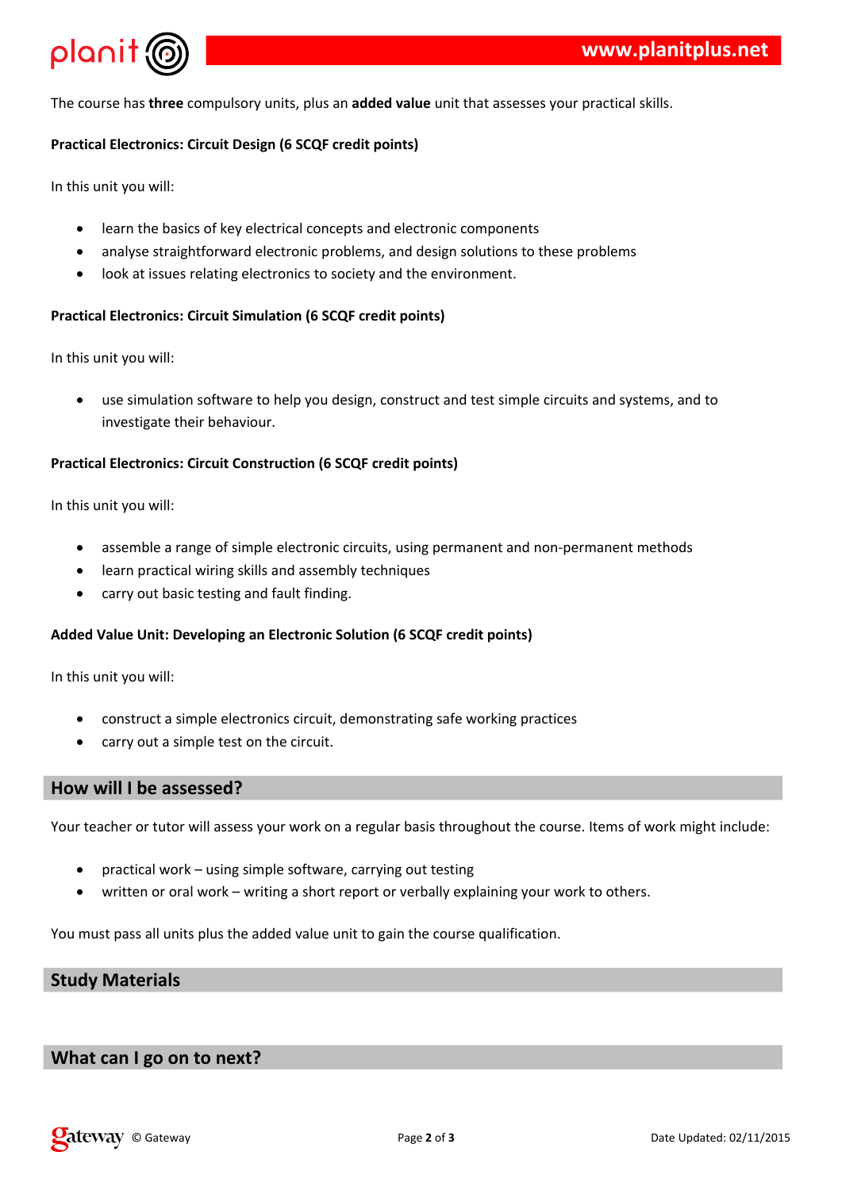The course has **three** compulsory units, plus an **added value** unit that assesses your practical skills.

**Practical Electronics: Circuit Design (6 SCQF credit points)**

In this unit you will:

- learn the basics of key electrical concepts and electronic components
- analyse straightforward electronic problems, and design solutions to these problems
- look at issues relating electronics to society and the environment.

**Practical Electronics: Circuit Simulation (6 SCQF credit points)**

In this unit you will:

- use simulation software to help you design, construct and test simple circuits and systems, and to investigate their behaviour.

**Practical Electronics: Circuit Construction (6 SCQF credit points)**

In this unit you will:

- assemble a range of simple electronic circuits, using permanent and non-permanent methods
- learn practical wiring skills and assembly techniques
- carry out basic testing and fault finding.

**Added Value Unit: Developing an Electronic Solution (6 SCQF credit points)**

In this unit you will:

- construct a simple electronics circuit, demonstrating safe working practices
- carry out a simple test on the circuit.

## How will I be assessed?

Your teacher or tutor will assess your work on a regular basis throughout the course. Items of work might include:

- practical work – using simple software, carrying out testing
- written or oral work – writing a short report or verbally explaining your work to others.

You must pass all units plus the added value unit to gain the course qualification.

## Study Materials

## What can I go on to next?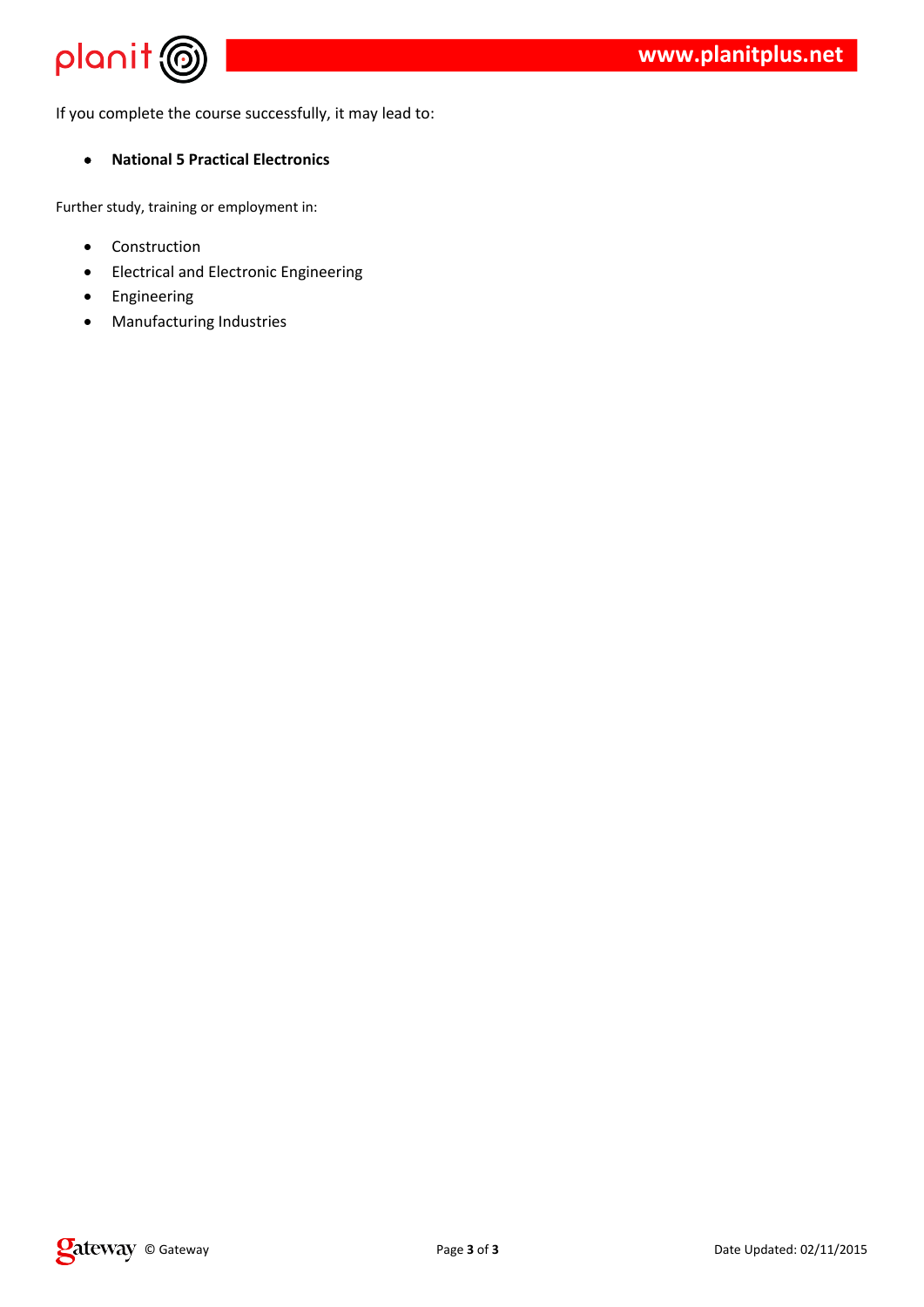If you complete the course successfully, it may lead to:

- **National 5 Practical Electronics**

Further study, training or employment in:

- Construction
- Electrical and Electronic Engineering
- Engineering
- Manufacturing Industries